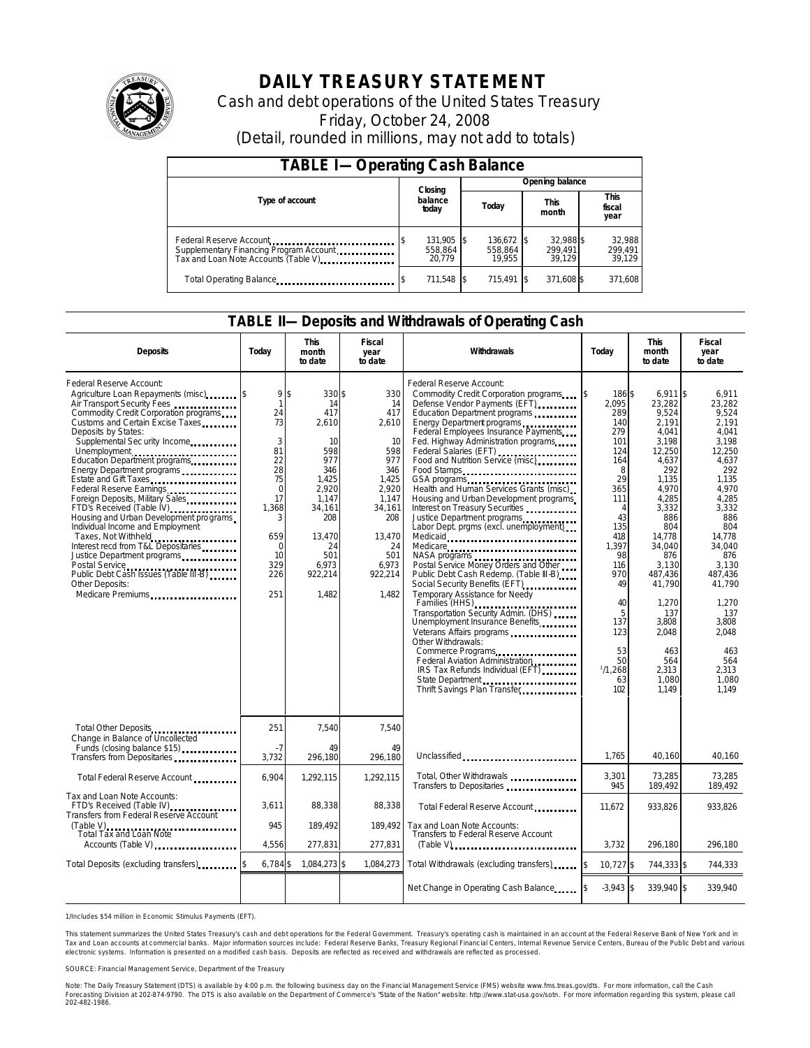# DAILY TREASURY STATEMENT

Cash and debt operations of the United States Treasury

Friday, October 24, 2008

(Detail, rounded in millions, may not add to totals)

## TABLE I— Operating Cash Balance

| Type of account | Closing balance today | Opening balance Today | Opening balance This month | Opening balance This fiscal year |
|---|---|---|---|---|
| Federal Reserve Account | $ 131,905 | $ 136,672 | $ 32,988 | $ 32,988 |
| Supplementary Financing Program Account | 558,864 | 558,864 | 299,491 | 299,491 |
| Tax and Loan Note Accounts (Table V) | 20,779 | 19,955 | 39,129 | 39,129 |
| Total Operating Balance | $ 711,548 | $ 715,491 | $ 371,608 | $ 371,608 |

## TABLE II— Deposits and Withdrawals of Operating Cash

| Deposits | Today | This month to date | Fiscal year to date |
|---|---|---|---|
| Federal Reserve Account: | | | |
| Agriculture Loan Repayments (misc) | $ 9 | $ 330 | $ 330 |
| Air Transport Security Fees | 1 | 14 | 14 |
| Commodity Credit Corporation programs | 24 | 417 | 417 |
| Customs and Certain Excise Taxes | 73 | 2,610 | 2,610 |
| Deposits by States: | | | |
| Supplemental Security Income | 3 | 10 | 10 |
| Unemployment | 81 | 598 | 598 |
| Education Department programs | 22 | 977 | 977 |
| Energy Department programs | 28 | 346 | 346 |
| Estate and Gift Taxes | 75 | 1,425 | 1,425 |
| Federal Reserve Earnings | 0 | 2,920 | 2,920 |
| Foreign Deposits, Military Sales | 17 | 1,147 | 1,147 |
| FTD's Received (Table IV) | 1,368 | 34,161 | 34,161 |
| Housing and Urban Development programs | 3 | 208 | 208 |
| Individual Income and Employment Taxes, Not Withheld | 659 | 13,470 | 13,470 |
| Interest recd from T&L Depositaries | 0 | 24 | 24 |
| Justice Department programs | 10 | 501 | 501 |
| Postal Service | 329 | 6,973 | 6,973 |
| Public Debt Cash Issues (Table III-B) | 226 | 922,214 | 922,214 |
| Other Deposits: | | | |
| Medicare Premiums | 251 | 1,482 | 1,482 |
| Total Other Deposits | 251 | 7,540 | 7,540 |
| Change in Balance of Uncollected Funds (closing balance $15) | -7 | 49 | 49 |
| Transfers from Depositaries | 3,732 | 296,180 | 296,180 |
| Total Federal Reserve Account | 6,904 | 1,292,115 | 1,292,115 |
| Tax and Loan Note Accounts: | | | |
| FTD's Received (Table IV) | 3,611 | 88,338 | 88,338 |
| Transfers from Federal Reserve Account (Table V) | 945 | 189,492 | 189,492 |
| Total Tax and Loan Note Accounts (Table V) | 4,556 | 277,831 | 277,831 |
| Total Deposits (excluding transfers) | $ 6,784 | $ 1,084,273 | $ 1,084,273 |

| Withdrawals | Today | This month to date | Fiscal year to date |
|---|---|---|---|
| Federal Reserve Account: | | | |
| Commodity Credit Corporation programs | $ 186 | $ 6,911 | $ 6,911 |
| Defense Vendor Payments (EFT) | 2,095 | 23,282 | 23,282 |
| Education Department programs | 289 | 9,524 | 9,524 |
| Energy Department programs | 140 | 2,191 | 2,191 |
| Federal Employees Insurance Payments | 279 | 4,041 | 4,041 |
| Fed. Highway Administration programs | 101 | 3,198 | 3,198 |
| Federal Salaries (EFT) | 124 | 12,250 | 12,250 |
| Food and Nutrition Service (misc) | 164 | 4,637 | 4,637 |
| Food Stamps | 8 | 292 | 292 |
| GSA programs | 29 | 1,135 | 1,135 |
| Health and Human Services Grants (misc) | 365 | 4,970 | 4,970 |
| Housing and Urban Development programs | 111 | 4,285 | 4,285 |
| Interest on Treasury Securities | 4 | 3,332 | 3,332 |
| Justice Department programs | 43 | 886 | 886 |
| Labor Dept. prgms (excl. unemployment) | 135 | 804 | 804 |
| Medicaid | 418 | 14,778 | 14,778 |
| Medicare | 1,397 | 34,040 | 34,040 |
| NASA programs | 98 | 876 | 876 |
| Postal Service Money Orders and Other | 116 | 3,130 | 3,130 |
| Public Debt Cash Redemp. (Table III-B) | 970 | 487,436 | 487,436 |
| Social Security Benefits (EFT) | 49 | 41,790 | 41,790 |
| Temporary Assistance for Needy Families (HHS) | 40 | 1,270 | 1,270 |
| Transportation Security Admin. (DHS) | 5 | 137 | 137 |
| Unemployment Insurance Benefits | 137 | 3,808 | 3,808 |
| Veterans Affairs programs | 123 | 2,048 | 2,048 |
| Other Withdrawals: | | | |
| Commerce Programs | 53 | 463 | 463 |
| Federal Aviation Administration | 50 | 564 | 564 |
| IRS Tax Refunds Individual (EFT) | [1]1,268 | 2,313 | 2,313 |
| State Department | 63 | 1,080 | 1,080 |
| Thrift Savings Plan Transfer | 102 | 1,149 | 1,149 |
| Unclassified | 1,765 | 40,160 | 40,160 |
| Total, Other Withdrawals | 3,301 | 73,285 | 73,285 |
| Transfers to Depositaries | 945 | 189,492 | 189,492 |
| Total Federal Reserve Account | 11,672 | 933,826 | 933,826 |
| Tax and Loan Note Accounts: | | | |
| Transfers to Federal Reserve Account (Table V) | 3,732 | 296,180 | 296,180 |
| Total Withdrawals (excluding transfers) | $ 10,727 | $ 744,333 | $ 744,333 |
| Net Change in Operating Cash Balance | $ -3,943 | $ 339,940 | $ 339,940 |

1/Includes $54 million in Economic Stimulus Payments (EFT).

This statement summarizes the United States Treasury's cash and debt operations for the Federal Government. Treasury's operating cash is maintained in an account at the Federal Reserve Bank of New York and in Tax and Loan accounts at commercial banks. Major information sources include: Federal Reserve Banks, Treasury Regional Financial Centers, Internal Revenue Service Centers, Bureau of the Public Debt and various electronic systems. Information is presented on a modified cash basis. Deposits are reflected as received and withdrawals are reflected as processed.

SOURCE: Financial Management Service, Department of the Treasury

Note: The Daily Treasury Statement (DTS) is available by 4:00 p.m. the following business day on the Financial Management Service (FMS) website www.fms.treas.gov/dts. For more information, call the Cash Forecasting Division at 202-874-9790. The DTS is also available on the Department of Commerce's "State of the Nation" website: http://www.stat-usa.gov/sotn. For more information regarding this system, please call 202-482-1986.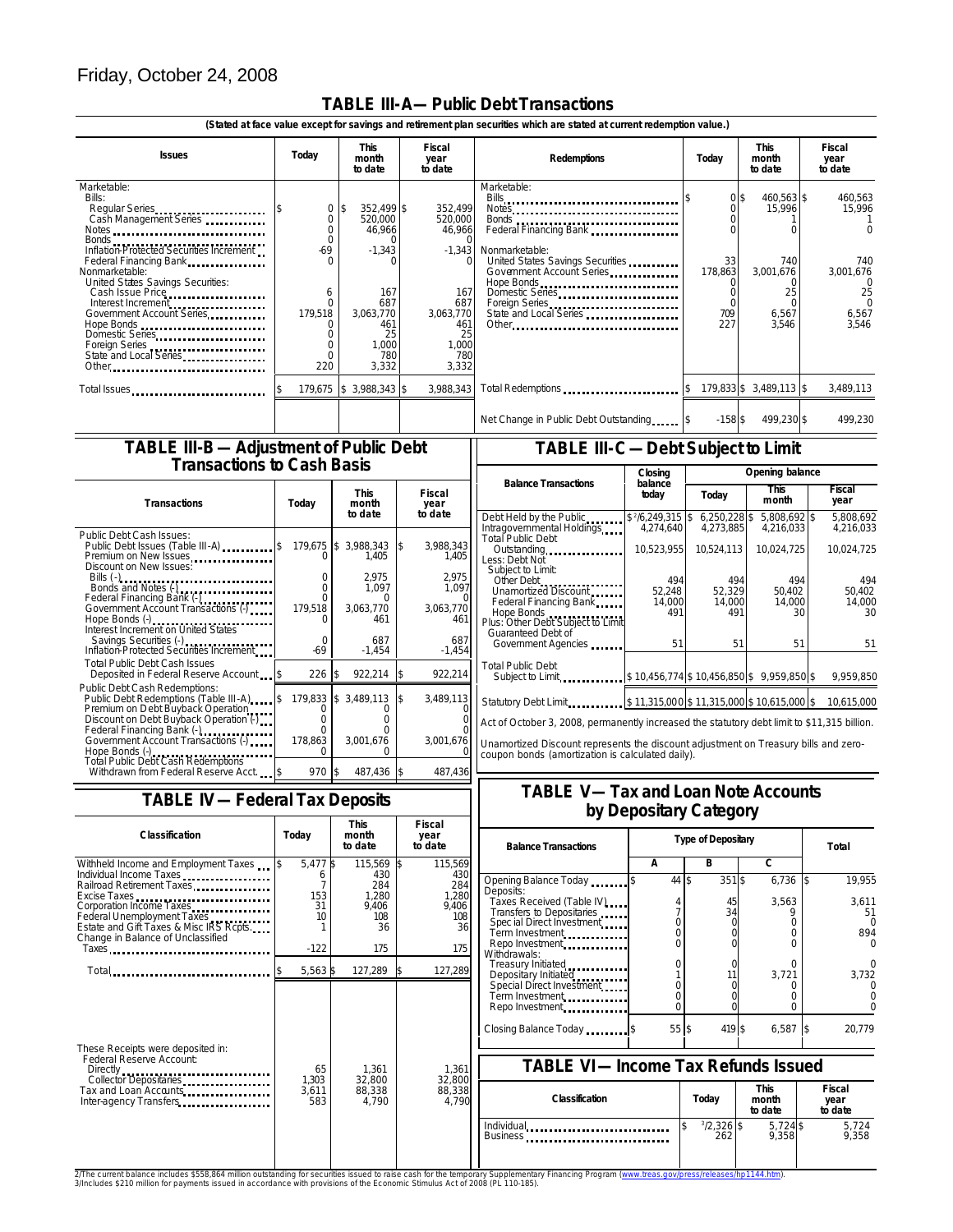Friday, October 24, 2008

## TABLE III-A — Public Debt Transactions

(Stated at face value except for savings and retirement plan securities which are stated at current redemption value.)

| Issues | Today | This month to date | Fiscal year to date |
|---|---|---|---|
| Marketable: | | | |
| Bills: | | | |
| Regular Series | $ 0 | $ 352,499 | $ 352,499 |
| Cash Management Series | 0 | 520,000 | 520,000 |
| Notes | 0 | 46,966 | 46,966 |
| Bonds | 0 | 0 | 0 |
| Inflation-Protected Securities Increment | -69 | -1,343 | -1,343 |
| Federal Financing Bank | 0 | 0 | 0 |
| Nonmarketable: | | | |
| United States Savings Securities: | | | |
| Cash Issue Price | 6 | 167 | 167 |
| Interest Increment | 0 | 687 | 687 |
| Government Account Series | 179,518 | 3,063,770 | 3,063,770 |
| Hope Bonds | 0 | 461 | 461 |
| Domestic Series | 0 | 25 | 25 |
| Foreign Series | 0 | 1,000 | 1,000 |
| State and Local Series | 0 | 780 | 780 |
| Other | 220 | 3,332 | 3,332 |
| Total Issues | $ 179,675 | $ 3,988,343 | $ 3,988,343 |

| Redemptions | Today | This month to date | Fiscal year to date |
|---|---|---|---|
| Marketable: | | | |
| Bills | $ 0 | $ 460,563 | $ 460,563 |
| Notes | 0 | 15,996 | 15,996 |
| Bonds | 0 | 1 | 1 |
| Federal Financing Bank | 0 | 0 | 0 |
| Nonmarketable: | | | |
| United States Savings Securities | 33 | 740 | 740 |
| Government Account Series | 178,863 | 3,001,676 | 3,001,676 |
| Hope Bonds | 0 | 0 | 0 |
| Domestic Series | 0 | 25 | 25 |
| Foreign Series | 0 | 0 | 0 |
| State and Local Series | 709 | 6,567 | 6,567 |
| Other | 227 | 3,546 | 3,546 |
| Total Redemptions | $ 179,833 | $ 3,489,113 | $ 3,489,113 |
| Net Change in Public Debt Outstanding | $ -158 | $ 499,230 | $ 499,230 |

## TABLE III-B — Adjustment of Public Debt Transactions to Cash Basis

| Transactions | Today | This month to date | Fiscal year to date |
|---|---|---|---|
| Public Debt Cash Issues: | | | |
| Public Debt Issues (Table III-A) | $ 179,675 | $ 3,988,343 | $ 3,988,343 |
| Premium on New Issues | 0 | 1,405 | 1,405 |
| Discount on New Issues: | | | |
| Bills (-) | 0 | 2,975 | 2,975 |
| Bonds and Notes (-) | 0 | 1,097 | 1,097 |
| Federal Financing Bank (-) | 0 | 0 | 0 |
| Government Account Transactions (-) | 179,518 | 3,063,770 | 3,063,770 |
| Hope Bonds (-) | 0 | 461 | 461 |
| Interest Increment on United States Savings Securities (-) | 0 | 687 | 687 |
| Inflation-Protected Securities Increment | -69 | -1,454 | -1,454 |
| Total Public Debt Cash Issues Deposited in Federal Reserve Account | $ 226 | $ 922,214 | $ 922,214 |
| Public Debt Cash Redemptions: | | | |
| Public Debt Redemptions (Table III-A) | $ 179,833 | $ 3,489,113 | $ 3,489,113 |
| Premium on Debt Buyback Operation | 0 | 0 | 0 |
| Discount on Debt Buyback Operation (-) | 0 | 0 | 0 |
| Federal Financing Bank (-) | 0 | 0 | 0 |
| Government Account Transactions (-) | 178,863 | 3,001,676 | 3,001,676 |
| Hope Bonds (-) | 0 | 0 | 0 |
| Total Public Debt Cash Redemptions Withdrawn from Federal Reserve Acct. | $ 970 | $ 487,436 | $ 487,436 |

## TABLE III-C — Debt Subject to Limit

| Balance Transactions | Closing balance today | Opening balance Today | Opening balance This month | Opening balance Fiscal year |
|---|---|---|---|---|
| Debt Held by the Public | $ [2]6,249,315 | $ 6,250,228 | $ 5,808,692 | $ 5,808,692 |
| Intragovernmental Holdings | 4,274,640 | 4,273,885 | 4,216,033 | 4,216,033 |
| Total Public Debt Outstanding | 10,523,955 | 10,524,113 | 10,024,725 | 10,024,725 |
| Less: Debt Not Subject to Limit: | | | | |
| Other Debt | 494 | 494 | 494 | 494 |
| Unamortized Discount | 52,248 | 52,329 | 50,402 | 50,402 |
| Federal Financing Bank | 14,000 | 14,000 | 14,000 | 14,000 |
| Hope Bonds | 491 | 491 | 30 | 30 |
| Plus: Other Debt Subject to Limit Guaranteed Debt of Government Agencies | 51 | 51 | 51 | 51 |
| Total Public Debt Subject to Limit | $ 10,456,774 | $ 10,456,850 | $ 9,959,850 | $ 9,959,850 |
| Statutory Debt Limit | $ 11,315,000 | $ 11,315,000 | $ 10,615,000 | $ 10,615,000 |

Act of October 3, 2008, permanently increased the statutory debt limit to $11,315 billion.

Unamortized Discount represents the discount adjustment on Treasury bills and zero-coupon bonds (amortization is calculated daily).

## TABLE IV — Federal Tax Deposits

| Classification | Today | This month to date | Fiscal year to date |
|---|---|---|---|
| Withheld Income and Employment Taxes | $ 5,477 | $ 115,569 | $ 115,569 |
| Individual Income Taxes | 6 | 430 | 430 |
| Railroad Retirement Taxes | 7 | 284 | 284 |
| Excise Taxes | 153 | 1,280 | 1,280 |
| Corporation Income Taxes | 31 | 9,406 | 9,406 |
| Federal Unemployment Taxes | 10 | 108 | 108 |
| Estate and Gift Taxes & Misc IRS Rcpts. | 1 | 36 | 36 |
| Change in Balance of Unclassified Taxes | -122 | 175 | 175 |
| Total | $ 5,563 | $ 127,289 | $ 127,289 |
| These Receipts were deposited in: | | | |
| Federal Reserve Account: | | | |
| Directly | 65 | 1,361 | 1,361 |
| Collector Depositaries | 1,303 | 32,800 | 32,800 |
| Tax and Loan Accounts | 3,611 | 88,338 | 88,338 |
| Inter-agency Transfers | 583 | 4,790 | 4,790 |

## TABLE V — Tax and Loan Note Accounts by Depositary Category

| Balance Transactions | Type of Depositary A | Type of Depositary B | Type of Depositary C | Total |
|---|---|---|---|---|
| Opening Balance Today | $ 44 | $ 351 | $ 6,736 | $ 19,955 |
| Deposits: | | | | |
| Taxes Received (Table IV) | 4 | 45 | 3,563 | 3,611 |
| Transfers to Depositaries | 7 | 34 | 9 | 51 |
| Special Direct Investment | 0 | 0 | 0 | 0 |
| Term Investment | 0 | 0 | 0 | 894 |
| Repo Investment | 0 | 0 | 0 | 0 |
| Withdrawals: | | | | |
| Treasury Initiated | 0 | 0 | 0 | 0 |
| Depositary Initiated | 1 | 11 | 3,721 | 3,732 |
| Special Direct Investment | 0 | 0 | 0 | 0 |
| Term Investment | 0 | 0 | 0 | 0 |
| Repo Investment | 0 | 0 | 0 | 0 |
| Closing Balance Today | $ 55 | $ 419 | $ 6,587 | $ 20,779 |

## TABLE VI — Income Tax Refunds Issued

| Classification | Today | This month to date | Fiscal year to date |
|---|---|---|---|
| Individual | $ [3]2,326 | $ 5,724 | $ 5,724 |
| Business | 262 | 9,358 | 9,358 |

2/The current balance includes $558,864 million outstanding for securities issued to raise cash for the temporary Supplementary Financing Program (www.treas.gov/press/releases/hp1144.htm).
3/Includes $210 million for payments issued in accordance with provisions of the Economic Stimulus Act of 2008 (PL 110-185).